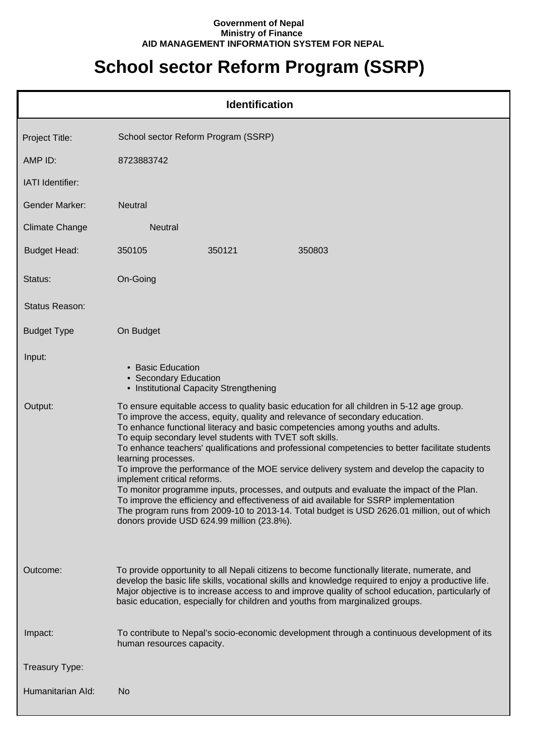**Government of Nepal**
**Ministry of Finance**
**AID MANAGEMENT INFORMATION SYSTEM FOR NEPAL**

# School sector Reform Program (SSRP)

## Identification

| | |
|---|---|
| Project Title: | School sector Reform Program (SSRP) |
| AMP ID: | 8723883742 |
| IATI Identifier: | |
| Gender Marker: | Neutral |
| Climate Change | Neutral |
| Budget Head: | 350105 350121 350803 |
| Status: | On-Going |
| Status Reason: | |
| Budget Type | On Budget |

Input:

- Basic Education
- Secondary Education
- Institutional Capacity Strengthening

Output:

To ensure equitable access to quality basic education for all children in 5-12 age group.
To improve the access, equity, quality and relevance of secondary education.
To enhance functional literacy and basic competencies among youths and adults.
To equip secondary level students with TVET soft skills.
To enhance teachers' qualifications and professional competencies to better facilitate students learning processes.
To improve the performance of the MOE service delivery system and develop the capacity to implement critical reforms.
To monitor programme inputs, processes, and outputs and evaluate the impact of the Plan.
To improve the efficiency and effectiveness of aid available for SSRP implementation
The program runs from 2009-10 to 2013-14. Total budget is USD 2626.01 million, out of which donors provide USD 624.99 million (23.8%).

Outcome:

To provide opportunity to all Nepali citizens to become functionally literate, numerate, and develop the basic life skills, vocational skills and knowledge required to enjoy a productive life. Major objective is to increase access to and improve quality of school education, particularly of basic education, especially for children and youths from marginalized groups.

Impact:

To contribute to Nepal's socio-economic development through a continuous development of its human resources capacity.

Treasury Type:

Humanitarian AId: No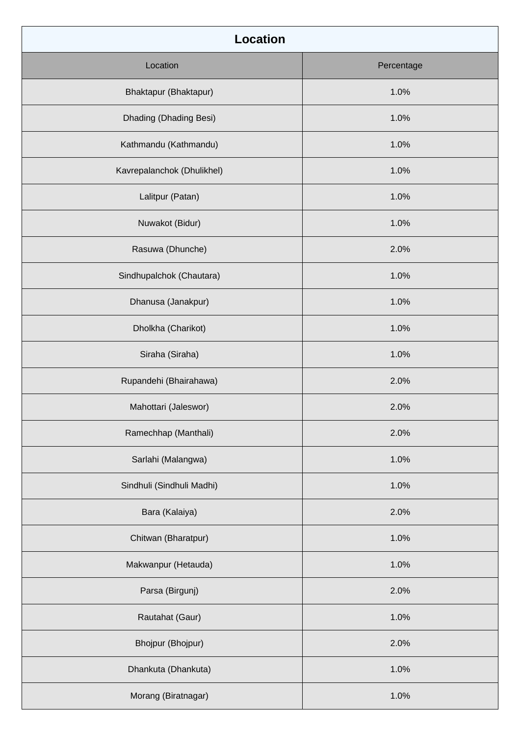## Location

| Location | Percentage |
|---|---|
| Bhaktapur (Bhaktapur) | 1.0% |
| Dhading (Dhading Besi) | 1.0% |
| Kathmandu (Kathmandu) | 1.0% |
| Kavrepalanchok (Dhulikhel) | 1.0% |
| Lalitpur (Patan) | 1.0% |
| Nuwakot (Bidur) | 1.0% |
| Rasuwa (Dhunche) | 2.0% |
| Sindhupalchok (Chautara) | 1.0% |
| Dhanusa (Janakpur) | 1.0% |
| Dholkha (Charikot) | 1.0% |
| Siraha (Siraha) | 1.0% |
| Rupandehi (Bhairahawa) | 2.0% |
| Mahottari (Jaleswor) | 2.0% |
| Ramechhap (Manthali) | 2.0% |
| Sarlahi (Malangwa) | 1.0% |
| Sindhuli (Sindhuli Madhi) | 1.0% |
| Bara (Kalaiya) | 2.0% |
| Chitwan (Bharatpur) | 1.0% |
| Makwanpur (Hetauda) | 1.0% |
| Parsa (Birgunj) | 2.0% |
| Rautahat (Gaur) | 1.0% |
| Bhojpur (Bhojpur) | 2.0% |
| Dhankuta (Dhankuta) | 1.0% |
| Morang (Biratnagar) | 1.0% |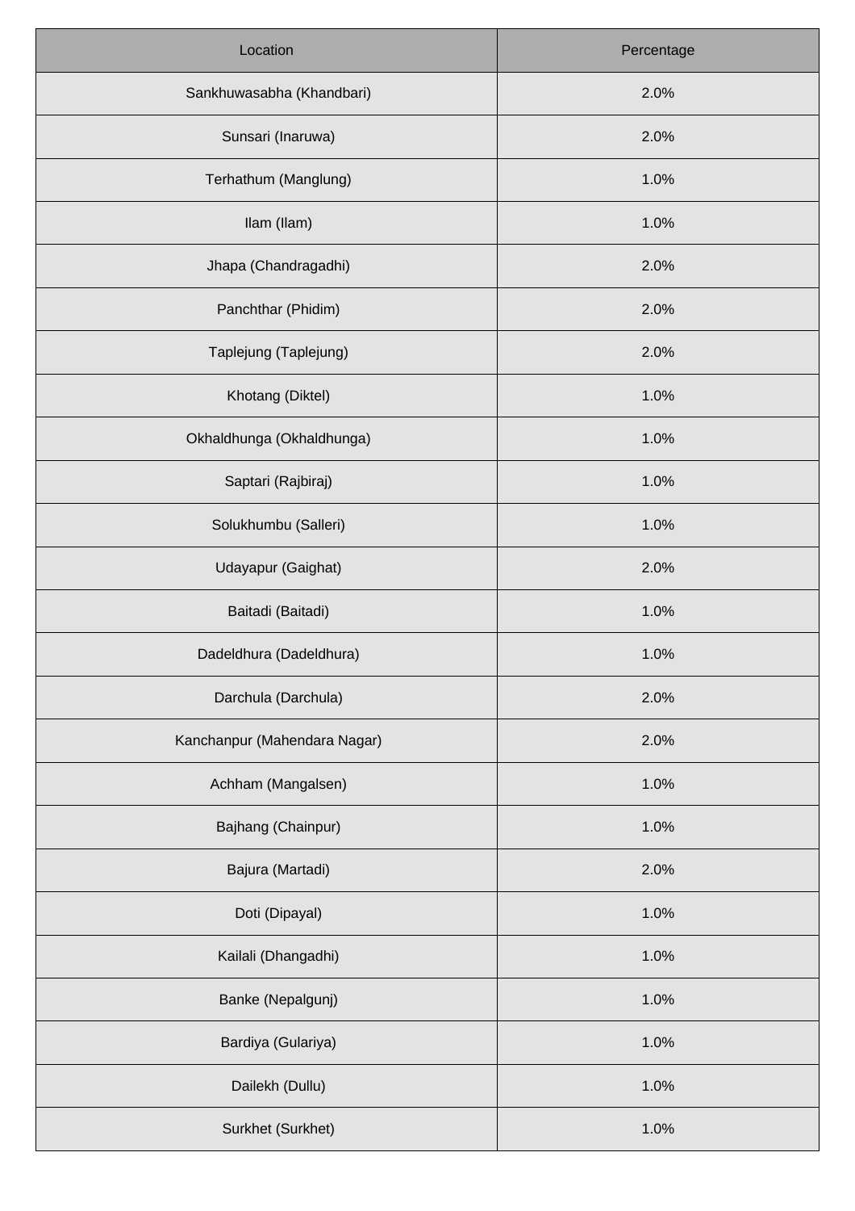| Location | Percentage |
| --- | --- |
| Sankhuwasabha (Khandbari) | 2.0% |
| Sunsari (Inaruwa) | 2.0% |
| Terhathum (Manglung) | 1.0% |
| Ilam (Ilam) | 1.0% |
| Jhapa (Chandragadhi) | 2.0% |
| Panchthar (Phidim) | 2.0% |
| Taplejung (Taplejung) | 2.0% |
| Khotang (Diktel) | 1.0% |
| Okhaldhunga (Okhaldhunga) | 1.0% |
| Saptari (Rajbiraj) | 1.0% |
| Solukhumbu (Salleri) | 1.0% |
| Udayapur (Gaighat) | 2.0% |
| Baitadi (Baitadi) | 1.0% |
| Dadeldhura (Dadeldhura) | 1.0% |
| Darchula (Darchula) | 2.0% |
| Kanchanpur (Mahendara Nagar) | 2.0% |
| Achham (Mangalsen) | 1.0% |
| Bajhang (Chainpur) | 1.0% |
| Bajura (Martadi) | 2.0% |
| Doti (Dipayal) | 1.0% |
| Kailali (Dhangadhi) | 1.0% |
| Banke (Nepalgunj) | 1.0% |
| Bardiya (Gulariya) | 1.0% |
| Dailekh (Dullu) | 1.0% |
| Surkhet (Surkhet) | 1.0% |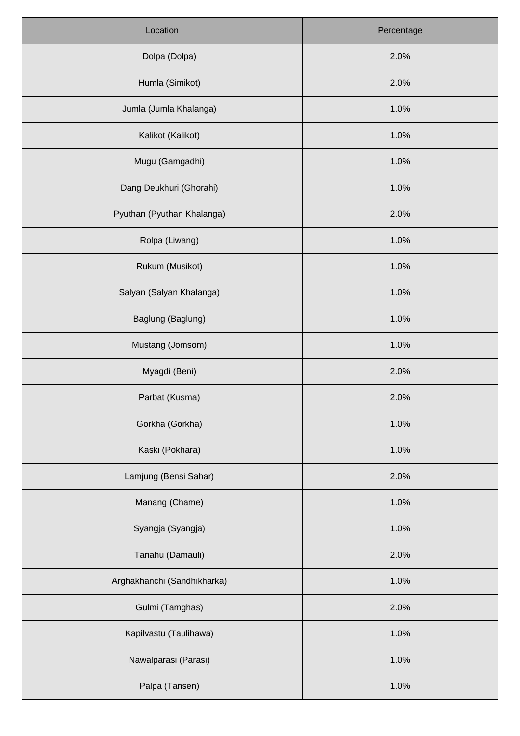| Location | Percentage |
| --- | --- |
| Dolpa (Dolpa) | 2.0% |
| Humla (Simikot) | 2.0% |
| Jumla (Jumla Khalanga) | 1.0% |
| Kalikot (Kalikot) | 1.0% |
| Mugu (Gamgadhi) | 1.0% |
| Dang Deukhuri (Ghorahi) | 1.0% |
| Pyuthan (Pyuthan Khalanga) | 2.0% |
| Rolpa (Liwang) | 1.0% |
| Rukum (Musikot) | 1.0% |
| Salyan (Salyan Khalanga) | 1.0% |
| Baglung (Baglung) | 1.0% |
| Mustang (Jomsom) | 1.0% |
| Myagdi (Beni) | 2.0% |
| Parbat (Kusma) | 2.0% |
| Gorkha (Gorkha) | 1.0% |
| Kaski (Pokhara) | 1.0% |
| Lamjung (Bensi Sahar) | 2.0% |
| Manang (Chame) | 1.0% |
| Syangja (Syangja) | 1.0% |
| Tanahu (Damauli) | 2.0% |
| Arghakhanchi (Sandhikharka) | 1.0% |
| Gulmi (Tamghas) | 2.0% |
| Kapilvastu (Taulihawa) | 1.0% |
| Nawalparasi (Parasi) | 1.0% |
| Palpa (Tansen) | 1.0% |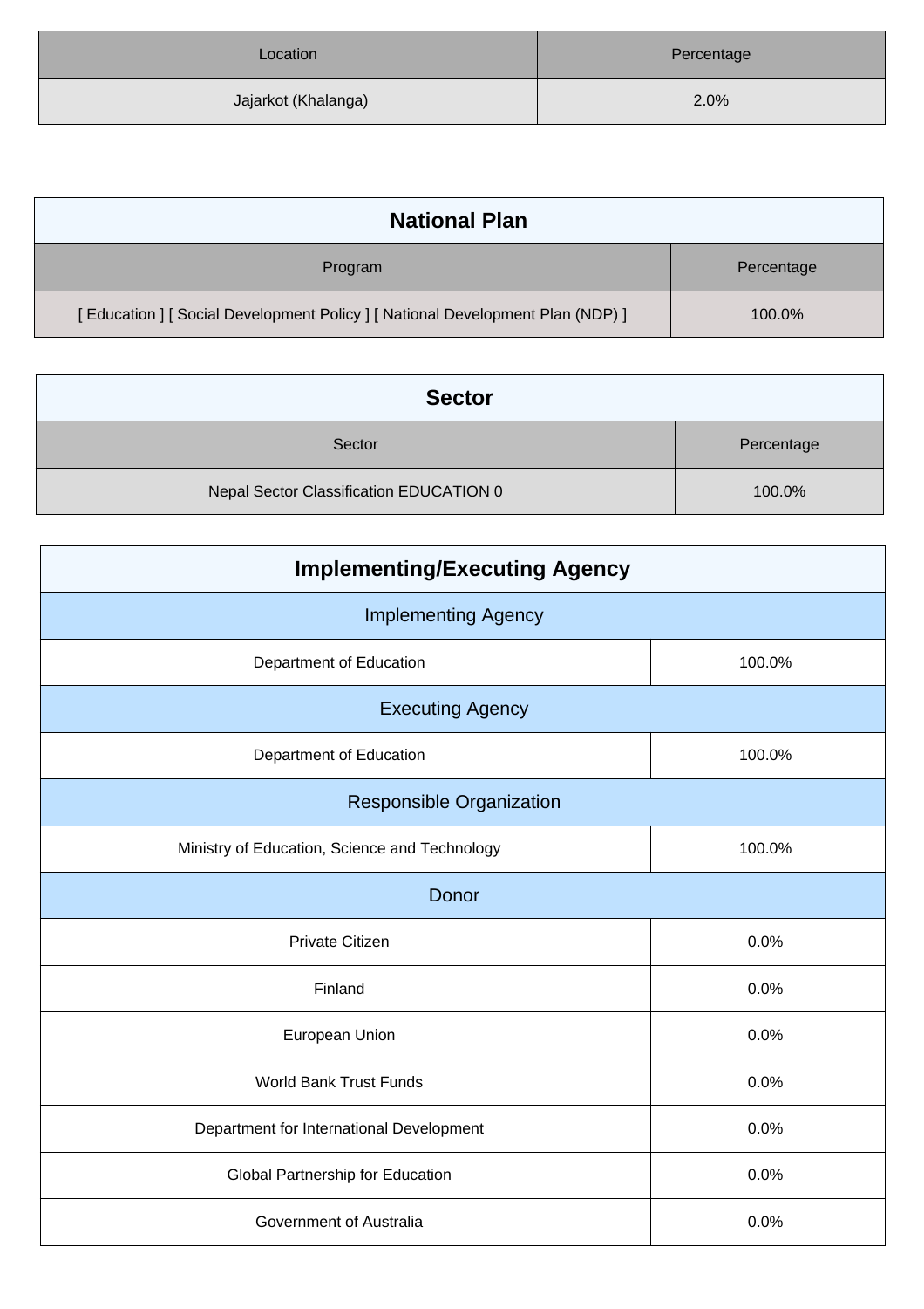| Location | Percentage |
| --- | --- |
| Jajarkot (Khalanga) | 2.0% |

| National Plan | |
| --- | --- |
| Program | Percentage |
| [ Education ] [ Social Development Policy ] [ National Development Plan (NDP) ] | 100.0% |

| Sector | |
| --- | --- |
| Sector | Percentage |
| Nepal Sector Classification EDUCATION 0 | 100.0% |

| Implementing/Executing Agency | |
| --- | --- |
| Implementing Agency | |
| Department of Education | 100.0% |
| Executing Agency | |
| Department of Education | 100.0% |
| Responsible Organization | |
| Ministry of Education, Science and Technology | 100.0% |
| Donor | |
| Private Citizen | 0.0% |
| Finland | 0.0% |
| European Union | 0.0% |
| World Bank Trust Funds | 0.0% |
| Department for International Development | 0.0% |
| Global Partnership for Education | 0.0% |
| Government of Australia | 0.0% |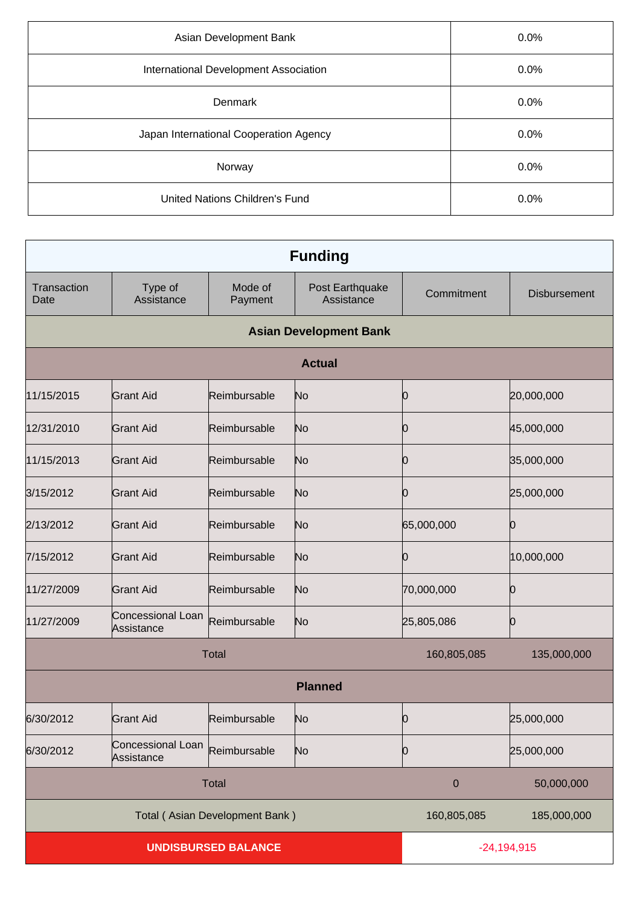| | |
|---|---|
| Asian Development Bank | 0.0% |
| International Development Association | 0.0% |
| Denmark | 0.0% |
| Japan International Cooperation Agency | 0.0% |
| Norway | 0.0% |
| United Nations Children's Fund | 0.0% |

| Funding | | | | | |
|---|---|---|---|---|---|
| Transaction Date | Type of Assistance | Mode of Payment | Post Earthquake Assistance | Commitment | Disbursement |
| **Asian Development Bank** | | | | | |
| **Actual** | | | | | |
| 11/15/2015 | Grant Aid | Reimbursable | No | 0 | 20,000,000 |
| 12/31/2010 | Grant Aid | Reimbursable | No | 0 | 45,000,000 |
| 11/15/2013 | Grant Aid | Reimbursable | No | 0 | 35,000,000 |
| 3/15/2012 | Grant Aid | Reimbursable | No | 0 | 25,000,000 |
| 2/13/2012 | Grant Aid | Reimbursable | No | 65,000,000 | 0 |
| 7/15/2012 | Grant Aid | Reimbursable | No | 0 | 10,000,000 |
| 11/27/2009 | Grant Aid | Reimbursable | No | 70,000,000 | 0 |
| 11/27/2009 | Concessional Loan Assistance | Reimbursable | No | 25,805,086 | 0 |
| Total | | | | 160,805,085 | 135,000,000 |
| **Planned** | | | | | |
| 6/30/2012 | Grant Aid | Reimbursable | No | 0 | 25,000,000 |
| 6/30/2012 | Concessional Loan Assistance | Reimbursable | No | 0 | 25,000,000 |
| Total | | | | 0 | 50,000,000 |
| Total ( Asian Development Bank ) | | | | 160,805,085 | 185,000,000 |
| **UNDISBURSED BALANCE** | | | | -24,194,915 | |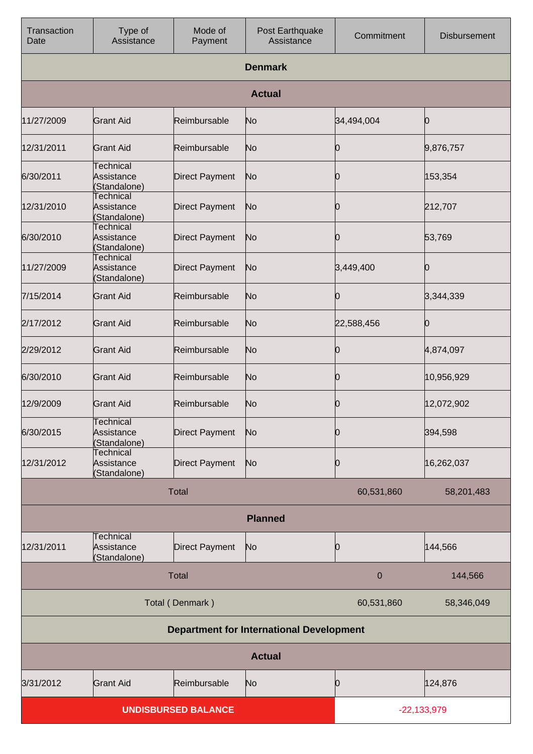| Transaction Date | Type of Assistance | Mode of Payment | Post Earthquake Assistance | Commitment | Disbursement |
|---|---|---|---|---|---|
| **Denmark** | | | | | |
| **Actual** | | | | | |
| 11/27/2009 | Grant Aid | Reimbursable | No | 34,494,004 | 0 |
| 12/31/2011 | Grant Aid | Reimbursable | No | 0 | 9,876,757 |
| 6/30/2011 | Technical Assistance (Standalone) | Direct Payment | No | 0 | 153,354 |
| 12/31/2010 | Technical Assistance (Standalone) | Direct Payment | No | 0 | 212,707 |
| 6/30/2010 | Technical Assistance (Standalone) | Direct Payment | No | 0 | 53,769 |
| 11/27/2009 | Technical Assistance (Standalone) | Direct Payment | No | 3,449,400 | 0 |
| 7/15/2014 | Grant Aid | Reimbursable | No | 0 | 3,344,339 |
| 2/17/2012 | Grant Aid | Reimbursable | No | 22,588,456 | 0 |
| 2/29/2012 | Grant Aid | Reimbursable | No | 0 | 4,874,097 |
| 6/30/2010 | Grant Aid | Reimbursable | No | 0 | 10,956,929 |
| 12/9/2009 | Grant Aid | Reimbursable | No | 0 | 12,072,902 |
| 6/30/2015 | Technical Assistance (Standalone) | Direct Payment | No | 0 | 394,598 |
| 12/31/2012 | Technical Assistance (Standalone) | Direct Payment | No | 0 | 16,262,037 |
| Total | | | | 60,531,860 | 58,201,483 |
| **Planned** | | | | | |
| 12/31/2011 | Technical Assistance (Standalone) | Direct Payment | No | 0 | 144,566 |
| Total | | | | 0 | 144,566 |
| Total ( Denmark ) | | | | 60,531,860 | 58,346,049 |
| **Department for International Development** | | | | | |
| **Actual** | | | | | |
| 3/31/2012 | Grant Aid | Reimbursable | No | 0 | 124,876 |
| **UNDISBURSED BALANCE** | | | | -22,133,979 | |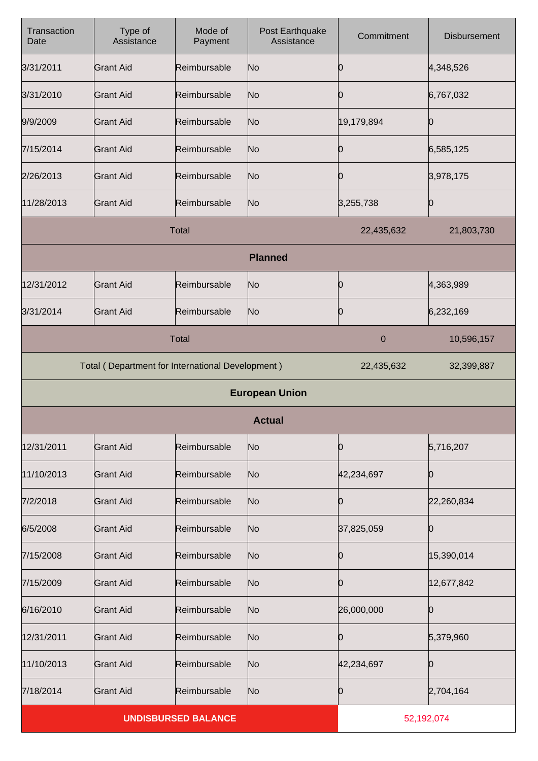| Transaction Date | Type of Assistance | Mode of Payment | Post Earthquake Assistance | Commitment | Disbursement |
|---|---|---|---|---|---|
| 3/31/2011 | Grant Aid | Reimbursable | No | 0 | 4,348,526 |
| 3/31/2010 | Grant Aid | Reimbursable | No | 0 | 6,767,032 |
| 9/9/2009 | Grant Aid | Reimbursable | No | 19,179,894 | 0 |
| 7/15/2014 | Grant Aid | Reimbursable | No | 0 | 6,585,125 |
| 2/26/2013 | Grant Aid | Reimbursable | No | 0 | 3,978,175 |
| 11/28/2013 | Grant Aid | Reimbursable | No | 3,255,738 | 0 |
| Total | | | | 22,435,632 | 21,803,730 |
| **Planned** | | | | | |
| 12/31/2012 | Grant Aid | Reimbursable | No | 0 | 4,363,989 |
| 3/31/2014 | Grant Aid | Reimbursable | No | 0 | 6,232,169 |
| Total | | | | 0 | 10,596,157 |
| Total ( Department for International Development ) | | | | 22,435,632 | 32,399,887 |
| **European Union** | | | | | |
| **Actual** | | | | | |
| 12/31/2011 | Grant Aid | Reimbursable | No | 0 | 5,716,207 |
| 11/10/2013 | Grant Aid | Reimbursable | No | 42,234,697 | 0 |
| 7/2/2018 | Grant Aid | Reimbursable | No | 0 | 22,260,834 |
| 6/5/2008 | Grant Aid | Reimbursable | No | 37,825,059 | 0 |
| 7/15/2008 | Grant Aid | Reimbursable | No | 0 | 15,390,014 |
| 7/15/2009 | Grant Aid | Reimbursable | No | 0 | 12,677,842 |
| 6/16/2010 | Grant Aid | Reimbursable | No | 26,000,000 | 0 |
| 12/31/2011 | Grant Aid | Reimbursable | No | 0 | 5,379,960 |
| 11/10/2013 | Grant Aid | Reimbursable | No | 42,234,697 | 0 |
| 7/18/2014 | Grant Aid | Reimbursable | No | 0 | 2,704,164 |
| UNDISBURSED BALANCE | | | | 52,192,074 | |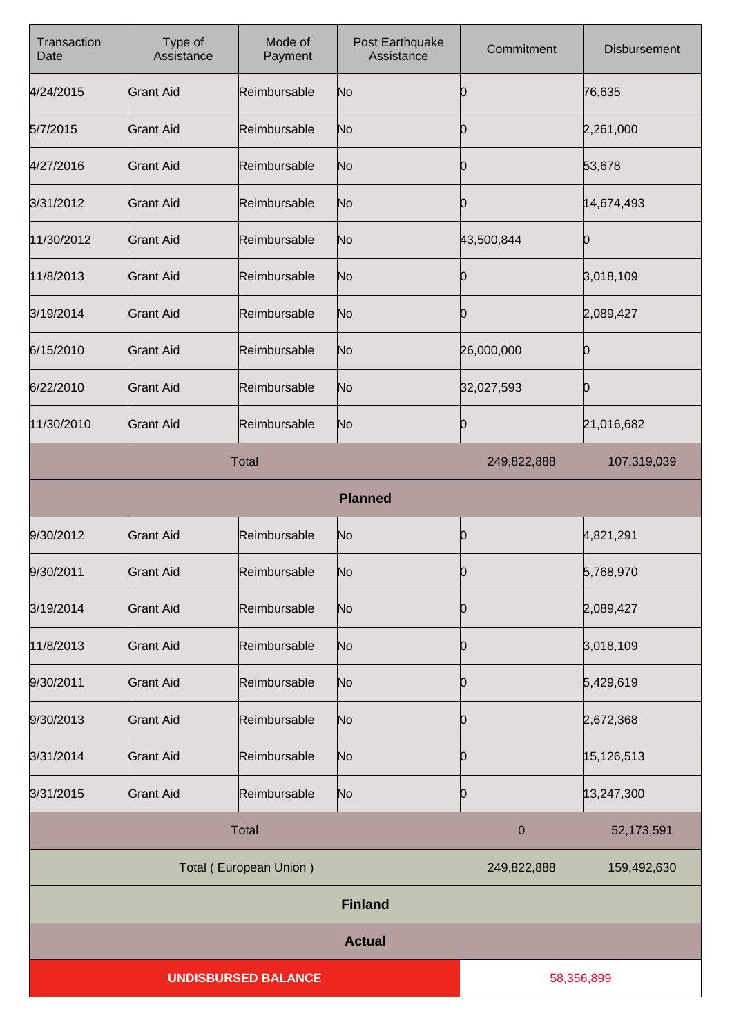| Transaction Date | Type of Assistance | Mode of Payment | Post Earthquake Assistance | Commitment | Disbursement |
|---|---|---|---|---|---|
| 4/24/2015 | Grant Aid | Reimbursable | No | 0 | 76,635 |
| 5/7/2015 | Grant Aid | Reimbursable | No | 0 | 2,261,000 |
| 4/27/2016 | Grant Aid | Reimbursable | No | 0 | 53,678 |
| 3/31/2012 | Grant Aid | Reimbursable | No | 0 | 14,674,493 |
| 11/30/2012 | Grant Aid | Reimbursable | No | 43,500,844 | 0 |
| 11/8/2013 | Grant Aid | Reimbursable | No | 0 | 3,018,109 |
| 3/19/2014 | Grant Aid | Reimbursable | No | 0 | 2,089,427 |
| 6/15/2010 | Grant Aid | Reimbursable | No | 26,000,000 | 0 |
| 6/22/2010 | Grant Aid | Reimbursable | No | 32,027,593 | 0 |
| 11/30/2010 | Grant Aid | Reimbursable | No | 0 | 21,016,682 |
| Total | | | | 249,822,888 | 107,319,039 |
| **Planned** | | | | | |
| 9/30/2012 | Grant Aid | Reimbursable | No | 0 | 4,821,291 |
| 9/30/2011 | Grant Aid | Reimbursable | No | 0 | 5,768,970 |
| 3/19/2014 | Grant Aid | Reimbursable | No | 0 | 2,089,427 |
| 11/8/2013 | Grant Aid | Reimbursable | No | 0 | 3,018,109 |
| 9/30/2011 | Grant Aid | Reimbursable | No | 0 | 5,429,619 |
| 9/30/2013 | Grant Aid | Reimbursable | No | 0 | 2,672,368 |
| 3/31/2014 | Grant Aid | Reimbursable | No | 0 | 15,126,513 |
| 3/31/2015 | Grant Aid | Reimbursable | No | 0 | 13,247,300 |
| Total | | | | 0 | 52,173,591 |
| Total ( European Union ) | | | | 249,822,888 | 159,492,630 |
| **Finland** | | | | | |
| **Actual** | | | | | |
| UNDISBURSED BALANCE | | | | 58,356,899 | |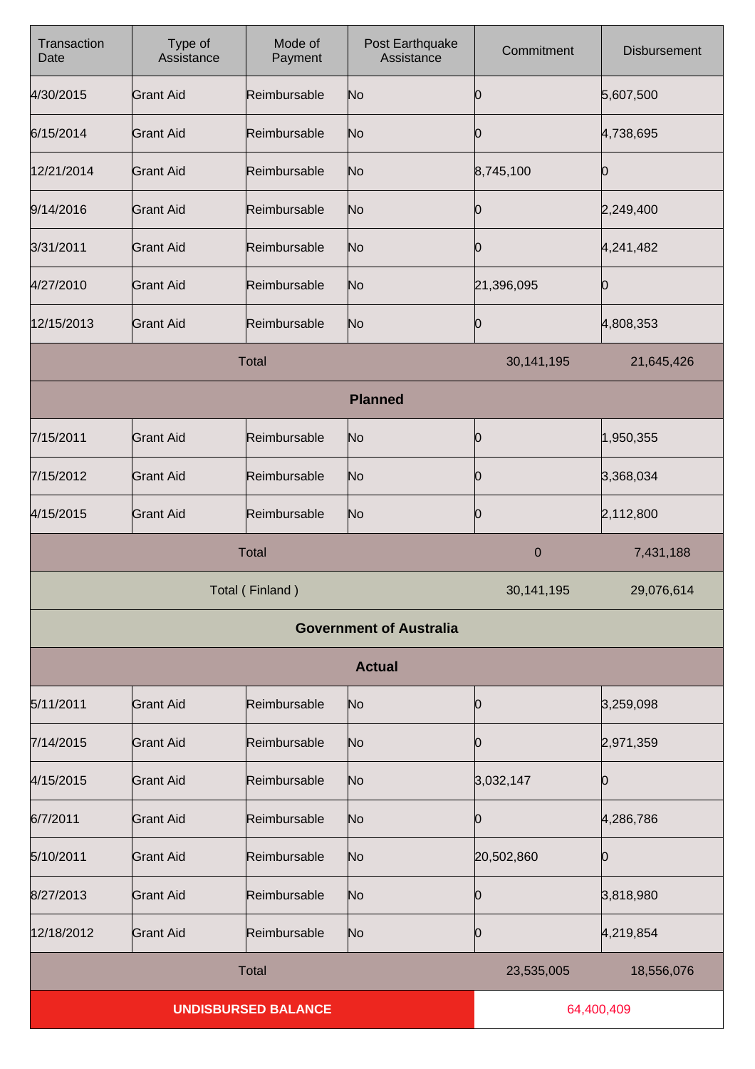| Transaction Date | Type of Assistance | Mode of Payment | Post Earthquake Assistance | Commitment | Disbursement |
|---|---|---|---|---|---|
| 4/30/2015 | Grant Aid | Reimbursable | No | 0 | 5,607,500 |
| 6/15/2014 | Grant Aid | Reimbursable | No | 0 | 4,738,695 |
| 12/21/2014 | Grant Aid | Reimbursable | No | 8,745,100 | 0 |
| 9/14/2016 | Grant Aid | Reimbursable | No | 0 | 2,249,400 |
| 3/31/2011 | Grant Aid | Reimbursable | No | 0 | 4,241,482 |
| 4/27/2010 | Grant Aid | Reimbursable | No | 21,396,095 | 0 |
| 12/15/2013 | Grant Aid | Reimbursable | No | 0 | 4,808,353 |
| Total | | | | 30,141,195 | 21,645,426 |
| **Planned** | | | | | |
| 7/15/2011 | Grant Aid | Reimbursable | No | 0 | 1,950,355 |
| 7/15/2012 | Grant Aid | Reimbursable | No | 0 | 3,368,034 |
| 4/15/2015 | Grant Aid | Reimbursable | No | 0 | 2,112,800 |
| Total | | | | 0 | 7,431,188 |
| Total ( Finland ) | | | | 30,141,195 | 29,076,614 |
| **Government of Australia** | | | | | |
| **Actual** | | | | | |
| 5/11/2011 | Grant Aid | Reimbursable | No | 0 | 3,259,098 |
| 7/14/2015 | Grant Aid | Reimbursable | No | 0 | 2,971,359 |
| 4/15/2015 | Grant Aid | Reimbursable | No | 3,032,147 | 0 |
| 6/7/2011 | Grant Aid | Reimbursable | No | 0 | 4,286,786 |
| 5/10/2011 | Grant Aid | Reimbursable | No | 20,502,860 | 0 |
| 8/27/2013 | Grant Aid | Reimbursable | No | 0 | 3,818,980 |
| 12/18/2012 | Grant Aid | Reimbursable | No | 0 | 4,219,854 |
| Total | | | | 23,535,005 | 18,556,076 |
| UNDISBURSED BALANCE | | | | 64,400,409 | |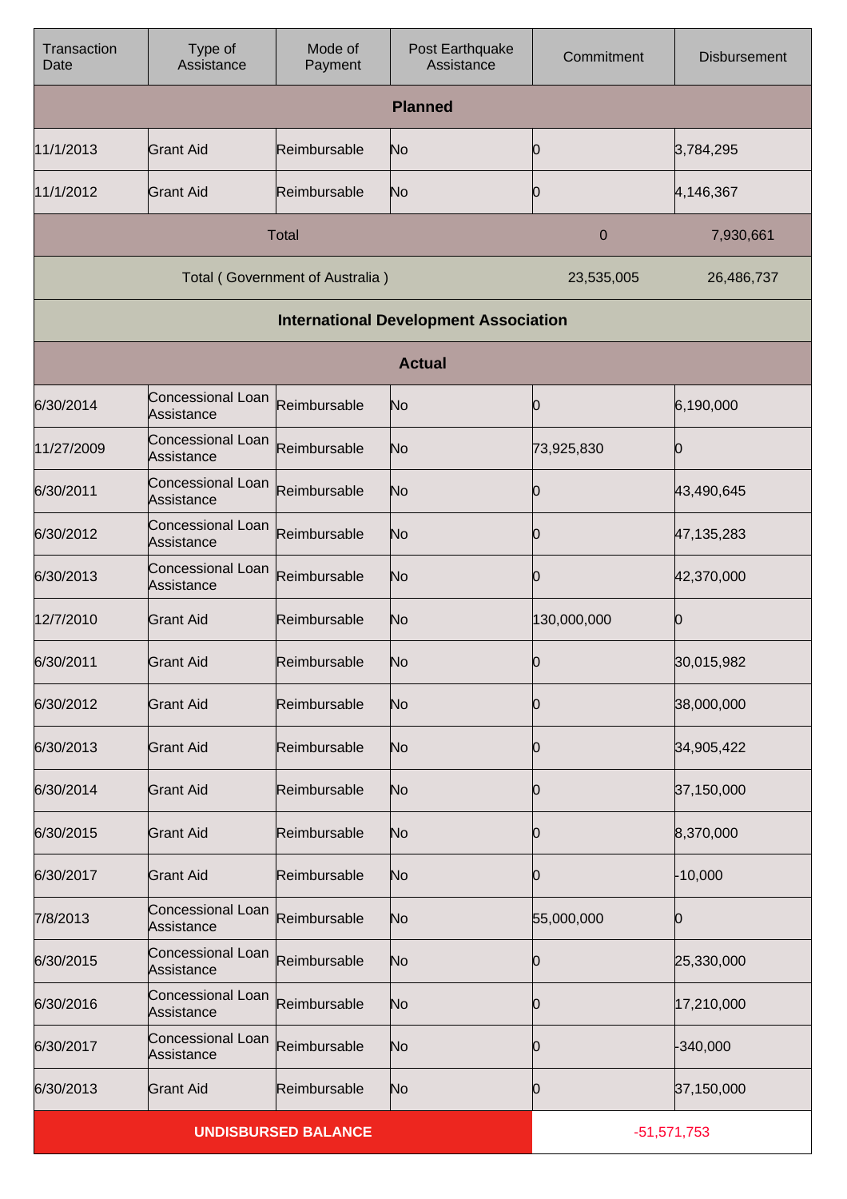| Transaction Date | Type of Assistance | Mode of Payment | Post Earthquake Assistance | Commitment | Disbursement |
|---|---|---|---|---|---|
| **Planned** | | | | | |
| 11/1/2013 | Grant Aid | Reimbursable | No | 0 | 3,784,295 |
| 11/1/2012 | Grant Aid | Reimbursable | No | 0 | 4,146,367 |
| Total | | | | 0 | 7,930,661 |
| Total ( Government of Australia ) | | | | 23,535,005 | 26,486,737 |
| **International Development Association** | | | | | |
| **Actual** | | | | | |
| 6/30/2014 | Concessional Loan Assistance | Reimbursable | No | 0 | 6,190,000 |
| 11/27/2009 | Concessional Loan Assistance | Reimbursable | No | 73,925,830 | 0 |
| 6/30/2011 | Concessional Loan Assistance | Reimbursable | No | 0 | 43,490,645 |
| 6/30/2012 | Concessional Loan Assistance | Reimbursable | No | 0 | 47,135,283 |
| 6/30/2013 | Concessional Loan Assistance | Reimbursable | No | 0 | 42,370,000 |
| 12/7/2010 | Grant Aid | Reimbursable | No | 130,000,000 | 0 |
| 6/30/2011 | Grant Aid | Reimbursable | No | 0 | 30,015,982 |
| 6/30/2012 | Grant Aid | Reimbursable | No | 0 | 38,000,000 |
| 6/30/2013 | Grant Aid | Reimbursable | No | 0 | 34,905,422 |
| 6/30/2014 | Grant Aid | Reimbursable | No | 0 | 37,150,000 |
| 6/30/2015 | Grant Aid | Reimbursable | No | 0 | 8,370,000 |
| 6/30/2017 | Grant Aid | Reimbursable | No | 0 | -10,000 |
| 7/8/2013 | Concessional Loan Assistance | Reimbursable | No | 55,000,000 | 0 |
| 6/30/2015 | Concessional Loan Assistance | Reimbursable | No | 0 | 25,330,000 |
| 6/30/2016 | Concessional Loan Assistance | Reimbursable | No | 0 | 17,210,000 |
| 6/30/2017 | Concessional Loan Assistance | Reimbursable | No | 0 | -340,000 |
| 6/30/2013 | Grant Aid | Reimbursable | No | 0 | 37,150,000 |
| UNDISBURSED BALANCE | | | | -51,571,753 | |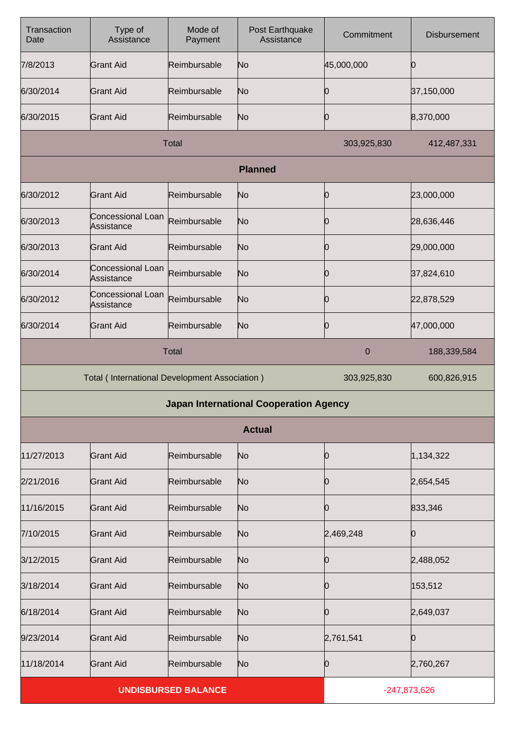| Transaction Date | Type of Assistance | Mode of Payment | Post Earthquake Assistance | Commitment | Disbursement |
|---|---|---|---|---|---|
| 7/8/2013 | Grant Aid | Reimbursable | No | 45,000,000 | 0 |
| 6/30/2014 | Grant Aid | Reimbursable | No | 0 | 37,150,000 |
| 6/30/2015 | Grant Aid | Reimbursable | No | 0 | 8,370,000 |
| Total | | | | 303,925,830 | 412,487,331 |
| **Planned** | | | | | |
| 6/30/2012 | Grant Aid | Reimbursable | No | 0 | 23,000,000 |
| 6/30/2013 | Concessional Loan Assistance | Reimbursable | No | 0 | 28,636,446 |
| 6/30/2013 | Grant Aid | Reimbursable | No | 0 | 29,000,000 |
| 6/30/2014 | Concessional Loan Assistance | Reimbursable | No | 0 | 37,824,610 |
| 6/30/2012 | Concessional Loan Assistance | Reimbursable | No | 0 | 22,878,529 |
| 6/30/2014 | Grant Aid | Reimbursable | No | 0 | 47,000,000 |
| Total | | | | 0 | 188,339,584 |
| Total ( International Development Association ) | | | | 303,925,830 | 600,826,915 |
| **Japan International Cooperation Agency** | | | | | |
| **Actual** | | | | | |
| 11/27/2013 | Grant Aid | Reimbursable | No | 0 | 1,134,322 |
| 2/21/2016 | Grant Aid | Reimbursable | No | 0 | 2,654,545 |
| 11/16/2015 | Grant Aid | Reimbursable | No | 0 | 833,346 |
| 7/10/2015 | Grant Aid | Reimbursable | No | 2,469,248 | 0 |
| 3/12/2015 | Grant Aid | Reimbursable | No | 0 | 2,488,052 |
| 3/18/2014 | Grant Aid | Reimbursable | No | 0 | 153,512 |
| 6/18/2014 | Grant Aid | Reimbursable | No | 0 | 2,649,037 |
| 9/23/2014 | Grant Aid | Reimbursable | No | 2,761,541 | 0 |
| 11/18/2014 | Grant Aid | Reimbursable | No | 0 | 2,760,267 |

| UNDISBURSED BALANCE | -247,873,626 |
|---|---|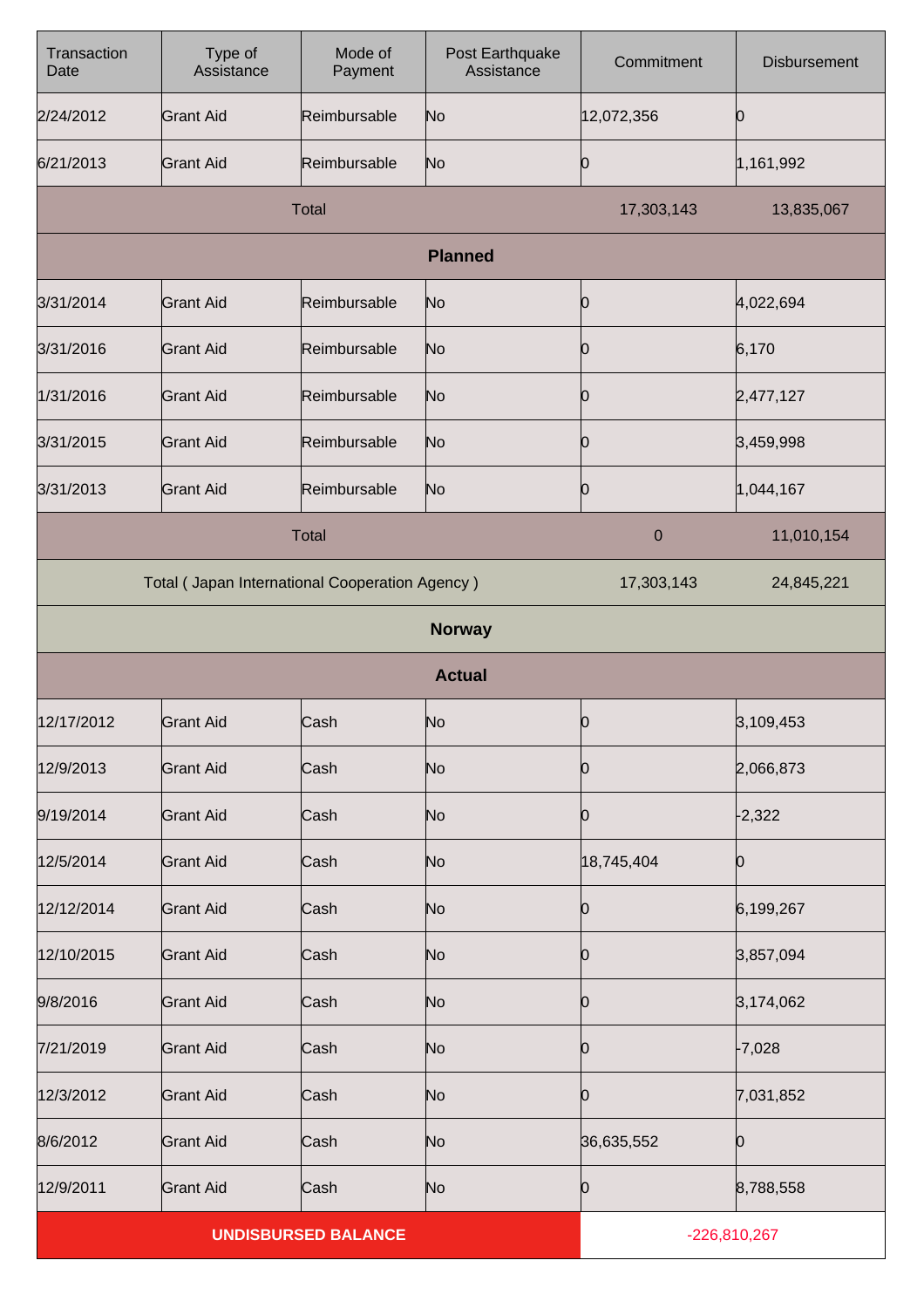| Transaction Date | Type of Assistance | Mode of Payment | Post Earthquake Assistance | Commitment | Disbursement |
|---|---|---|---|---|---|
| 2/24/2012 | Grant Aid | Reimbursable | No | 12,072,356 | 0 |
| 6/21/2013 | Grant Aid | Reimbursable | No | 0 | 1,161,992 |
| Total | | | | 17,303,143 | 13,835,067 |
| **Planned** | | | | | |
| 3/31/2014 | Grant Aid | Reimbursable | No | 0 | 4,022,694 |
| 3/31/2016 | Grant Aid | Reimbursable | No | 0 | 6,170 |
| 1/31/2016 | Grant Aid | Reimbursable | No | 0 | 2,477,127 |
| 3/31/2015 | Grant Aid | Reimbursable | No | 0 | 3,459,998 |
| 3/31/2013 | Grant Aid | Reimbursable | No | 0 | 1,044,167 |
| Total | | | | 0 | 11,010,154 |
| Total ( Japan International Cooperation Agency ) | | | | 17,303,143 | 24,845,221 |
| **Norway** | | | | | |
| **Actual** | | | | | |
| 12/17/2012 | Grant Aid | Cash | No | 0 | 3,109,453 |
| 12/9/2013 | Grant Aid | Cash | No | 0 | 2,066,873 |
| 9/19/2014 | Grant Aid | Cash | No | 0 | -2,322 |
| 12/5/2014 | Grant Aid | Cash | No | 18,745,404 | 0 |
| 12/12/2014 | Grant Aid | Cash | No | 0 | 6,199,267 |
| 12/10/2015 | Grant Aid | Cash | No | 0 | 3,857,094 |
| 9/8/2016 | Grant Aid | Cash | No | 0 | 3,174,062 |
| 7/21/2019 | Grant Aid | Cash | No | 0 | -7,028 |
| 12/3/2012 | Grant Aid | Cash | No | 0 | 7,031,852 |
| 8/6/2012 | Grant Aid | Cash | No | 36,635,552 | 0 |
| 12/9/2011 | Grant Aid | Cash | No | 0 | 8,788,558 |
| **UNDISBURSED BALANCE** | | | | -226,810,267 | |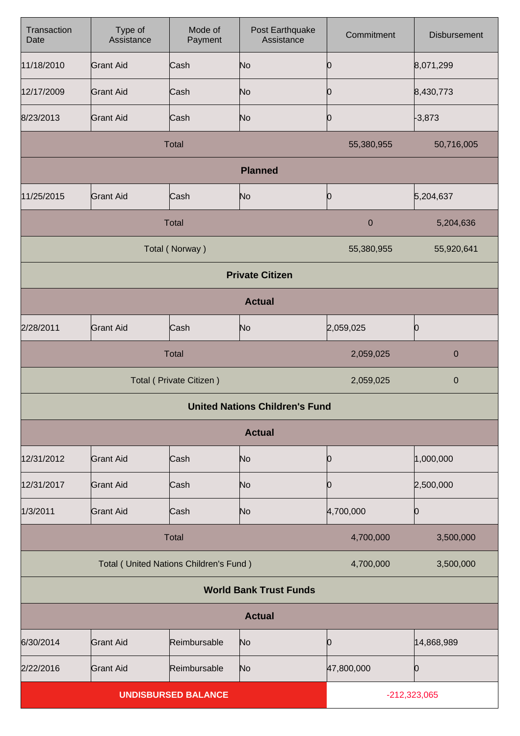| Transaction Date | Type of Assistance | Mode of Payment | Post Earthquake Assistance | Commitment | Disbursement |
|---|---|---|---|---|---|
| 11/18/2010 | Grant Aid | Cash | No | 0 | 8,071,299 |
| 12/17/2009 | Grant Aid | Cash | No | 0 | 8,430,773 |
| 8/23/2013 | Grant Aid | Cash | No | 0 | -3,873 |
| Total | | | | 55,380,955 | 50,716,005 |
| **Planned** | | | | | |
| 11/25/2015 | Grant Aid | Cash | No | 0 | 5,204,637 |
| Total | | | | 0 | 5,204,636 |
| Total ( Norway ) | | | | 55,380,955 | 55,920,641 |
| **Private Citizen** | | | | | |
| **Actual** | | | | | |
| 2/28/2011 | Grant Aid | Cash | No | 2,059,025 | 0 |
| Total | | | | 2,059,025 | 0 |
| Total ( Private Citizen ) | | | | 2,059,025 | 0 |
| **United Nations Children's Fund** | | | | | |
| **Actual** | | | | | |
| 12/31/2012 | Grant Aid | Cash | No | 0 | 1,000,000 |
| 12/31/2017 | Grant Aid | Cash | No | 0 | 2,500,000 |
| 1/3/2011 | Grant Aid | Cash | No | 4,700,000 | 0 |
| Total | | | | 4,700,000 | 3,500,000 |
| Total ( United Nations Children's Fund ) | | | | 4,700,000 | 3,500,000 |
| **World Bank Trust Funds** | | | | | |
| **Actual** | | | | | |
| 6/30/2014 | Grant Aid | Reimbursable | No | 0 | 14,868,989 |
| 2/22/2016 | Grant Aid | Reimbursable | No | 47,800,000 | 0 |
| **UNDISBURSED BALANCE** | | | | -212,323,065 | |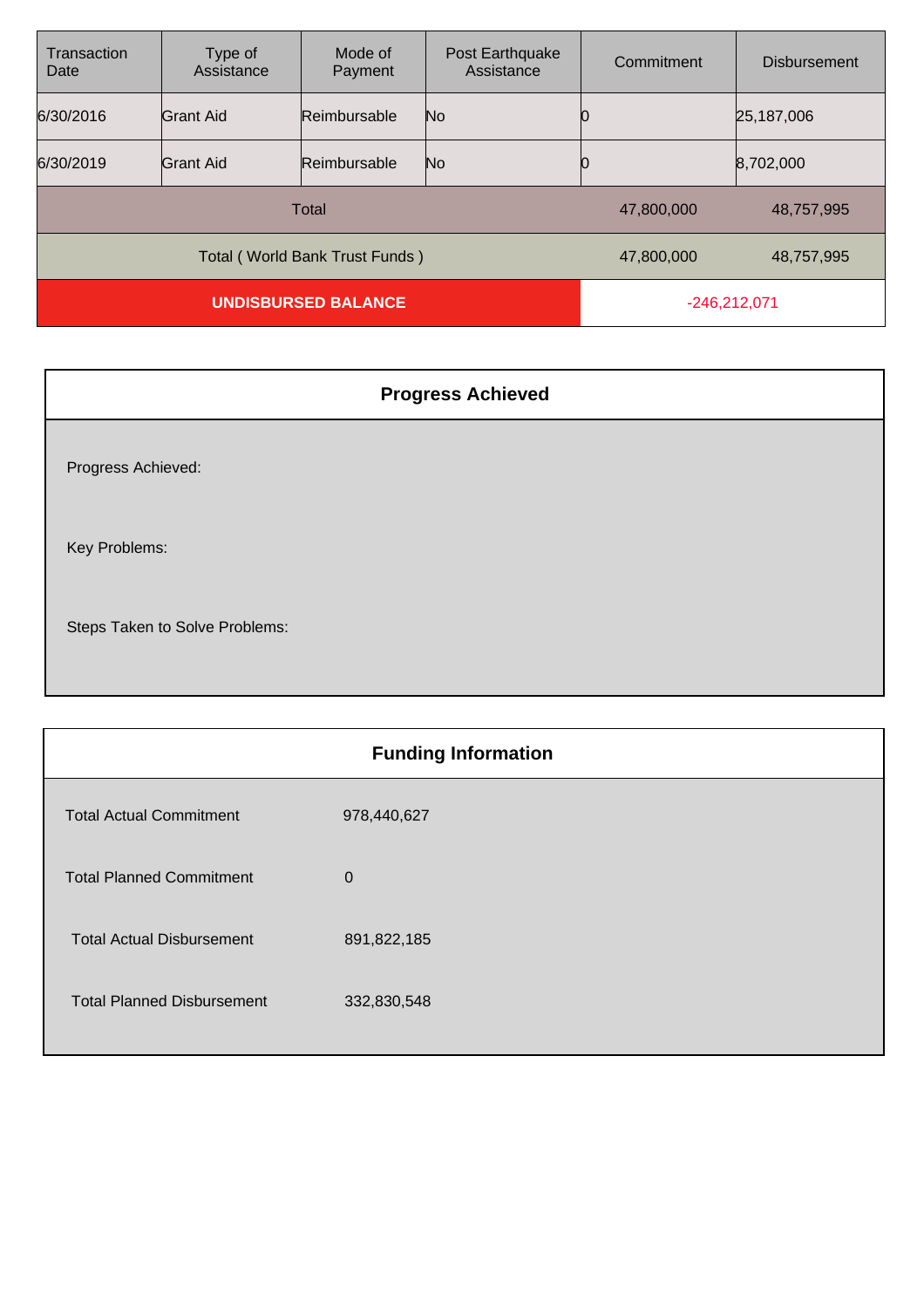| Transaction Date | Type of Assistance | Mode of Payment | Post Earthquake Assistance | Commitment | Disbursement |
|---|---|---|---|---|---|
| 6/30/2016 | Grant Aid | Reimbursable | No | 0 | 25,187,006 |
| 6/30/2019 | Grant Aid | Reimbursable | No | 0 | 8,702,000 |
| Total | | | | 47,800,000 | 48,757,995 |
| Total ( World Bank Trust Funds ) | | | | 47,800,000 | 48,757,995 |
| **UNDISBURSED BALANCE** | | | | -246,212,071 | |

## Progress Achieved

Progress Achieved:

Key Problems:

Steps Taken to Solve Problems:

## Funding Information

| | |
|---|---|
| Total Actual Commitment | 978,440,627 |
| Total Planned Commitment | 0 |
| Total Actual Disbursement | 891,822,185 |
| Total Planned Disbursement | 332,830,548 |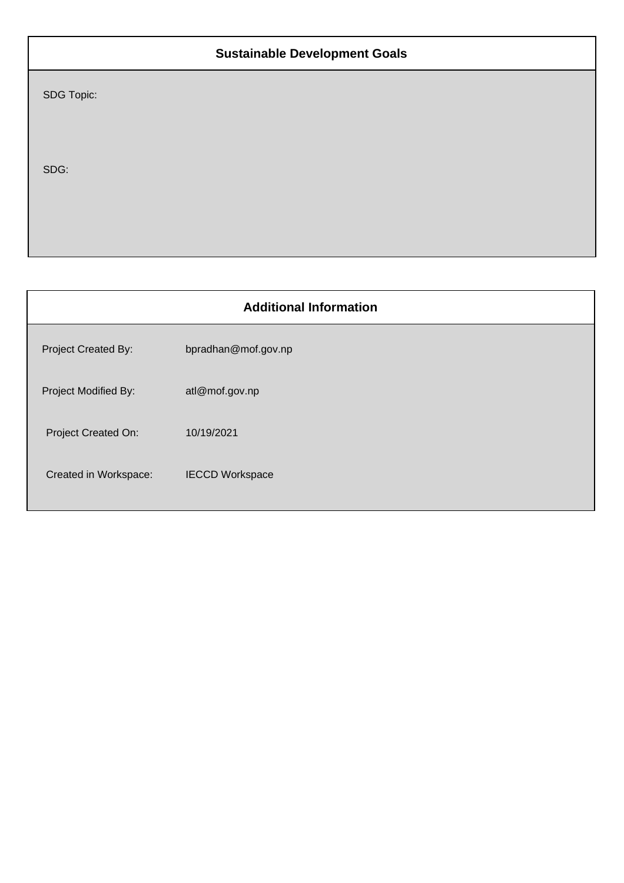## Sustainable Development Goals

SDG Topic:

SDG:

## Additional Information

| | |
|---|---|
| Project Created By: | bpradhan@mof.gov.np |
| Project Modified By: | atl@mof.gov.np |
| Project Created On: | 10/19/2021 |
| Created in Workspace: | IECCD Workspace |